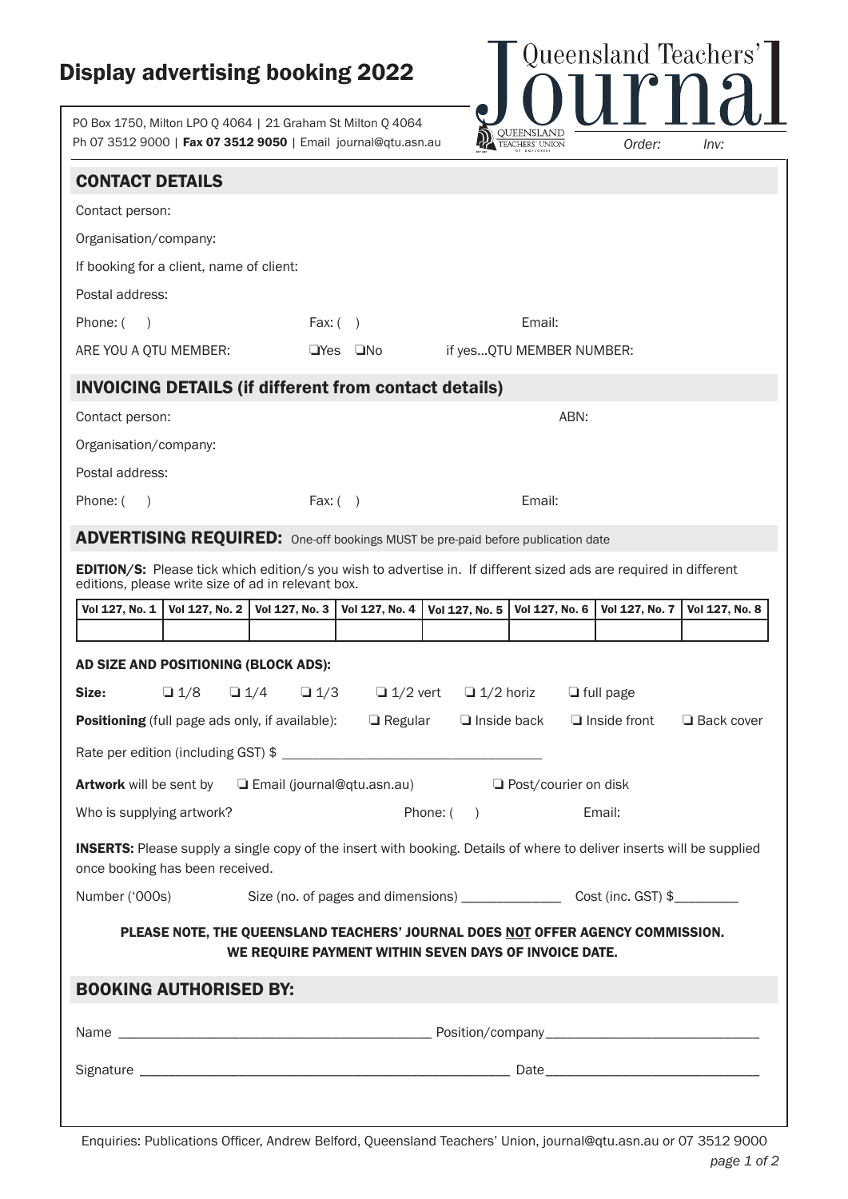# Display advertising booking 2022

Queensland Teachers' Journal

PO Box 1750, Milton LPO Q 4064 | 21 Graham St Milton Q 4064
Ph 07 3512 9000 | **Fax 07 3512 9050** | Email journal@qtu.asn.au

Order: Inv:

## CONTACT DETAILS

Contact person:

Organisation/company:

If booking for a client, name of client:

Postal address:

Phone: ( ) Fax: ( ) Email:

ARE YOU A QTU MEMBER: ❑Yes ❑No if yes...QTU MEMBER NUMBER:

## INVOICING DETAILS (if different from contact details)

Contact person: ABN:

Organisation/company:

Postal address:

Phone: ( ) Fax: ( ) Email:

## ADVERTISING REQUIRED: One-off bookings MUST be pre-paid before publication date

**EDITION/S:** Please tick which edition/s you wish to advertise in. If different sized ads are required in different editions, please write size of ad in relevant box.

| Vol 127, No. 1 | Vol 127, No. 2 | Vol 127, No. 3 | Vol 127, No. 4 | Vol 127, No. 5 | Vol 127, No. 6 | Vol 127, No. 7 | Vol 127, No. 8 |
|---|---|---|---|---|---|---|---|
| | | | | | | | |

**AD SIZE AND POSITIONING (BLOCK ADS):**

**Size:** ❑ 1/8 ❑ 1/4 ❑ 1/3 ❑ 1/2 vert ❑ 1/2 horiz ❑ full page

**Positioning** (full page ads only, if available): ❑ Regular ❑ Inside back ❑ Inside front ❑ Back cover

Rate per edition (including GST) $ ___________________________________

**Artwork** will be sent by ❑ Email (journal@qtu.asn.au) ❑ Post/courier on disk

Who is supplying artwork? Phone: ( ) Email:

**INSERTS:** Please supply a single copy of the insert with booking. Details of where to deliver inserts will be supplied once booking has been received.

Number ('000s) Size (no. of pages and dimensions) ______________ Cost (inc. GST) $_________

**PLEASE NOTE, THE QUEENSLAND TEACHERS' JOURNAL DOES NOT OFFER AGENCY COMMISSION. WE REQUIRE PAYMENT WITHIN SEVEN DAYS OF INVOICE DATE.**

## BOOKING AUTHORISED BY:

Name ___________________________________________ Position/company_____________________________

Signature ____________________________________________________ Date______________________________

Enquiries: Publications Officer, Andrew Belford, Queensland Teachers' Union, journal@qtu.asn.au or 07 3512 9000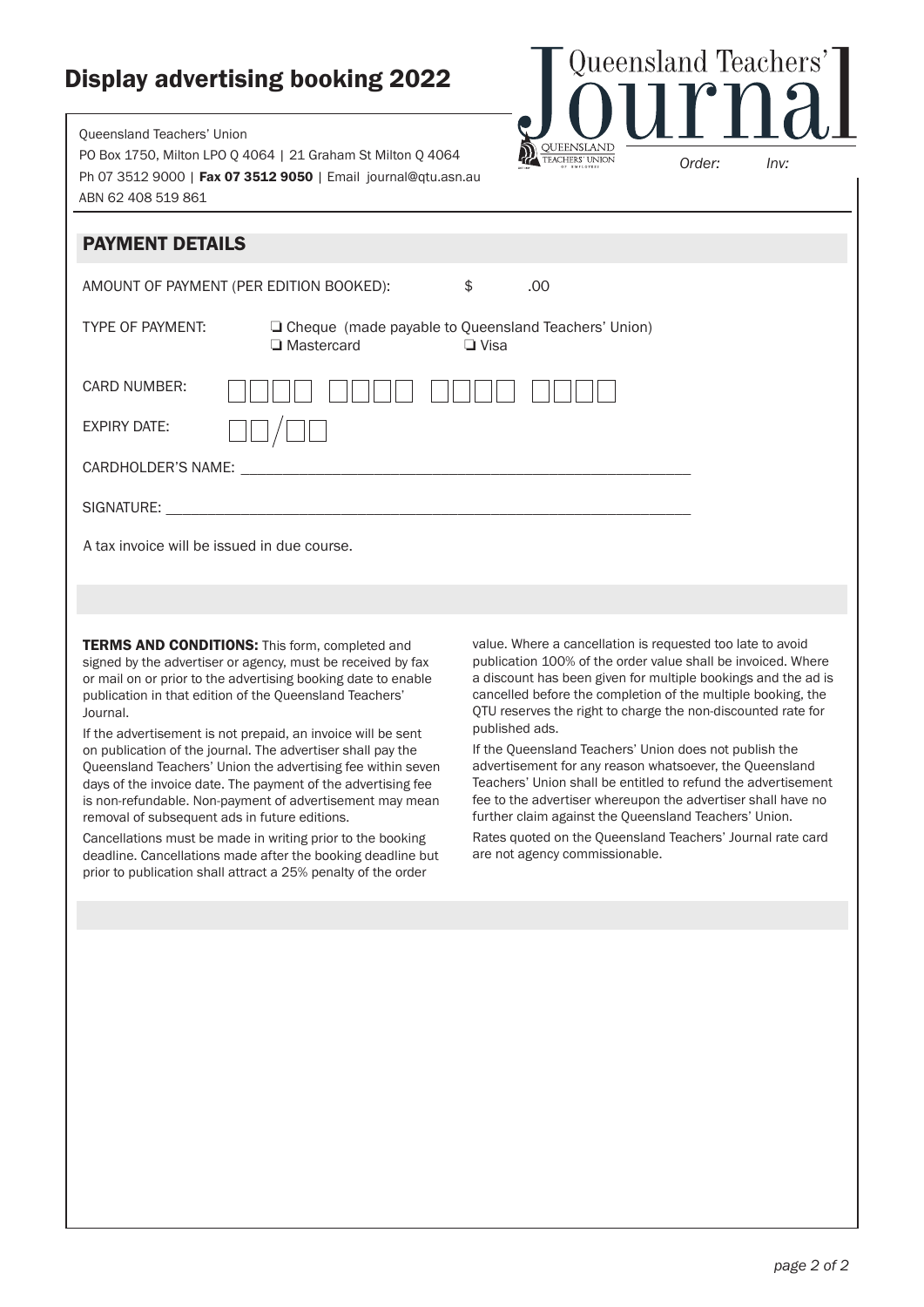# Display advertising booking 2022

Queensland Teachers' Journal

Queensland Teachers' Union
PO Box 1750, Milton LPO Q 4064 | 21 Graham St Milton Q 4064
Ph 07 3512 9000 | **Fax 07 3512 9050** | Email journal@qtu.asn.au
ABN 62 408 519 861

*Order:* *Inv:*

## PAYMENT DETAILS

AMOUNT OF PAYMENT (PER EDITION BOOKED): $ .00

TYPE OF PAYMENT: ❏ Cheque (made payable to Queensland Teachers' Union) ❏ Mastercard ❏ Visa

CARD NUMBER: ☐☐☐☐ ☐☐☐☐ ☐☐☐☐ ☐☐☐☐

EXPIRY DATE: ☐☐/☐☐

CARDHOLDER'S NAME: ____________________

SIGNATURE: ____________________

A tax invoice will be issued in due course.

**TERMS AND CONDITIONS:** This form, completed and signed by the advertiser or agency, must be received by fax or mail on or prior to the advertising booking date to enable publication in that edition of the Queensland Teachers' Journal.

If the advertisement is not prepaid, an invoice will be sent on publication of the journal. The advertiser shall pay the Queensland Teachers' Union the advertising fee within seven days of the invoice date. The payment of the advertising fee is non-refundable. Non-payment of advertisement may mean removal of subsequent ads in future editions.

Cancellations must be made in writing prior to the booking deadline. Cancellations made after the booking deadline but prior to publication shall attract a 25% penalty of the order value. Where a cancellation is requested too late to avoid publication 100% of the order value shall be invoiced. Where a discount has been given for multiple bookings and the ad is cancelled before the completion of the multiple booking, the QTU reserves the right to charge the non-discounted rate for published ads.

If the Queensland Teachers' Union does not publish the advertisement for any reason whatsoever, the Queensland Teachers' Union shall be entitled to refund the advertisement fee to the advertiser whereupon the advertiser shall have no further claim against the Queensland Teachers' Union.

Rates quoted on the Queensland Teachers' Journal rate card are not agency commissionable.